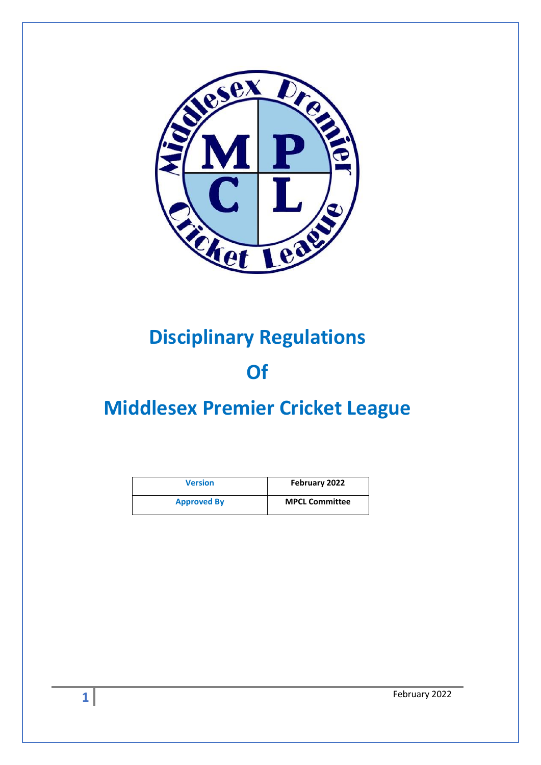# Disciplinary Regulations

# Of

# Middlesex Premier Cricket League

| Version | February 2022 |
| --- | --- |
| Approved By | MPCL Committee |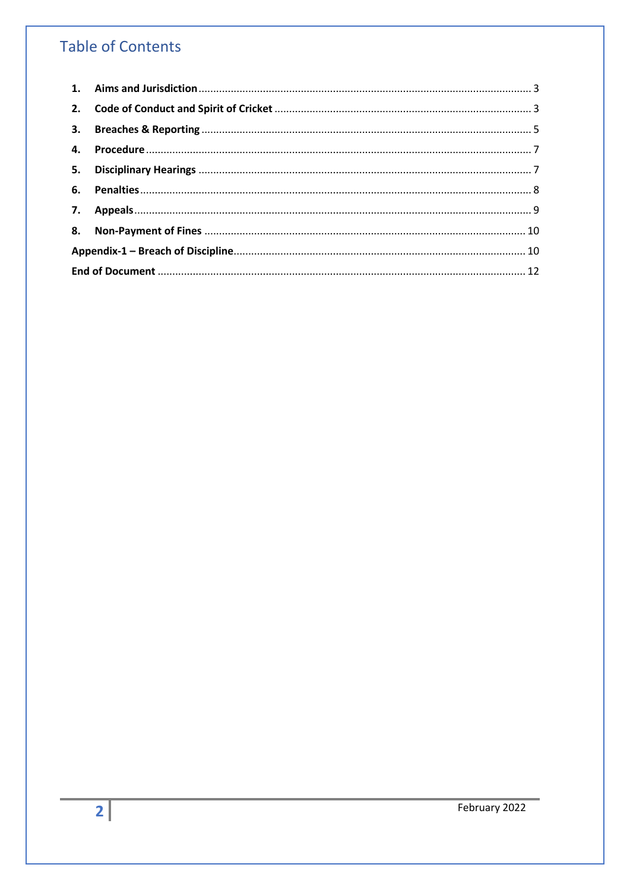# Table of Contents

1. **Aims and Jurisdiction** ........ 3
2. **Code of Conduct and Spirit of Cricket** ........ 3
3. **Breaches & Reporting** ........ 5
4. **Procedure** ........ 7
5. **Disciplinary Hearings** ........ 7
6. **Penalties** ........ 8
7. **Appeals** ........ 9
8. **Non-Payment of Fines** ........ 10

**Appendix-1 – Breach of Discipline** ........ 10

**End of Document** ........ 12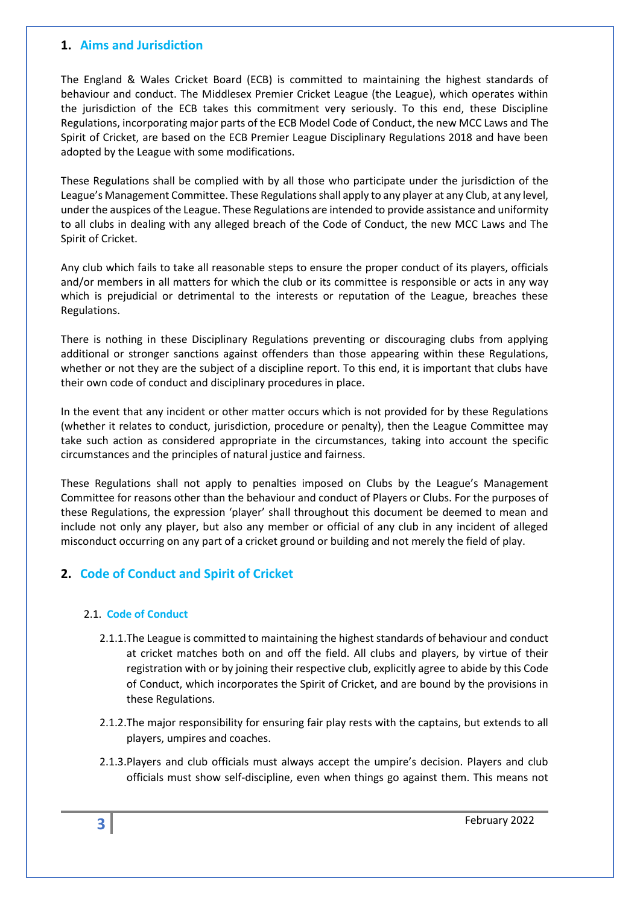## 1. Aims and Jurisdiction

The England & Wales Cricket Board (ECB) is committed to maintaining the highest standards of behaviour and conduct. The Middlesex Premier Cricket League (the League), which operates within the jurisdiction of the ECB takes this commitment very seriously. To this end, these Discipline Regulations, incorporating major parts of the ECB Model Code of Conduct, the new MCC Laws and The Spirit of Cricket, are based on the ECB Premier League Disciplinary Regulations 2018 and have been adopted by the League with some modifications.

These Regulations shall be complied with by all those who participate under the jurisdiction of the League's Management Committee. These Regulations shall apply to any player at any Club, at any level, under the auspices of the League. These Regulations are intended to provide assistance and uniformity to all clubs in dealing with any alleged breach of the Code of Conduct, the new MCC Laws and The Spirit of Cricket.

Any club which fails to take all reasonable steps to ensure the proper conduct of its players, officials and/or members in all matters for which the club or its committee is responsible or acts in any way which is prejudicial or detrimental to the interests or reputation of the League, breaches these Regulations.

There is nothing in these Disciplinary Regulations preventing or discouraging clubs from applying additional or stronger sanctions against offenders than those appearing within these Regulations, whether or not they are the subject of a discipline report. To this end, it is important that clubs have their own code of conduct and disciplinary procedures in place.

In the event that any incident or other matter occurs which is not provided for by these Regulations (whether it relates to conduct, jurisdiction, procedure or penalty), then the League Committee may take such action as considered appropriate in the circumstances, taking into account the specific circumstances and the principles of natural justice and fairness.

These Regulations shall not apply to penalties imposed on Clubs by the League's Management Committee for reasons other than the behaviour and conduct of Players or Clubs. For the purposes of these Regulations, the expression 'player' shall throughout this document be deemed to mean and include not only any player, but also any member or official of any club in any incident of alleged misconduct occurring on any part of a cricket ground or building and not merely the field of play.

## 2. Code of Conduct and Spirit of Cricket

### 2.1. Code of Conduct

2.1.1. The League is committed to maintaining the highest standards of behaviour and conduct at cricket matches both on and off the field. All clubs and players, by virtue of their registration with or by joining their respective club, explicitly agree to abide by this Code of Conduct, which incorporates the Spirit of Cricket, and are bound by the provisions in these Regulations.

2.1.2. The major responsibility for ensuring fair play rests with the captains, but extends to all players, umpires and coaches.

2.1.3. Players and club officials must always accept the umpire's decision. Players and club officials must show self-discipline, even when things go against them. This means not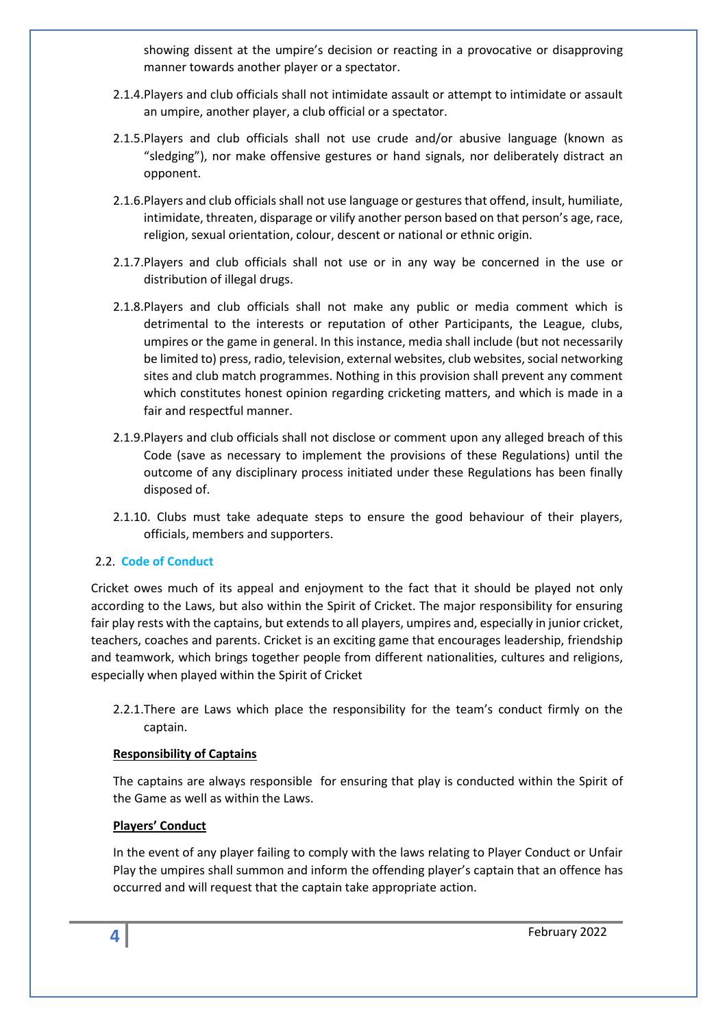showing dissent at the umpire's decision or reacting in a provocative or disapproving manner towards another player or a spectator.

2.1.4. Players and club officials shall not intimidate assault or attempt to intimidate or assault an umpire, another player, a club official or a spectator.

2.1.5. Players and club officials shall not use crude and/or abusive language (known as "sledging"), nor make offensive gestures or hand signals, nor deliberately distract an opponent.

2.1.6. Players and club officials shall not use language or gestures that offend, insult, humiliate, intimidate, threaten, disparage or vilify another person based on that person's age, race, religion, sexual orientation, colour, descent or national or ethnic origin.

2.1.7. Players and club officials shall not use or in any way be concerned in the use or distribution of illegal drugs.

2.1.8. Players and club officials shall not make any public or media comment which is detrimental to the interests or reputation of other Participants, the League, clubs, umpires or the game in general. In this instance, media shall include (but not necessarily be limited to) press, radio, television, external websites, club websites, social networking sites and club match programmes. Nothing in this provision shall prevent any comment which constitutes honest opinion regarding cricketing matters, and which is made in a fair and respectful manner.

2.1.9. Players and club officials shall not disclose or comment upon any alleged breach of this Code (save as necessary to implement the provisions of these Regulations) until the outcome of any disciplinary process initiated under these Regulations has been finally disposed of.

2.1.10. Clubs must take adequate steps to ensure the good behaviour of their players, officials, members and supporters.

## 2.2. Code of Conduct

Cricket owes much of its appeal and enjoyment to the fact that it should be played not only according to the Laws, but also within the Spirit of Cricket. The major responsibility for ensuring fair play rests with the captains, but extends to all players, umpires and, especially in junior cricket, teachers, coaches and parents. Cricket is an exciting game that encourages leadership, friendship and teamwork, which brings together people from different nationalities, cultures and religions, especially when played within the Spirit of Cricket

2.2.1. There are Laws which place the responsibility for the team's conduct firmly on the captain.

**Responsibility of Captains**

The captains are always responsible for ensuring that play is conducted within the Spirit of the Game as well as within the Laws.

**Players' Conduct**

In the event of any player failing to comply with the laws relating to Player Conduct or Unfair Play the umpires shall summon and inform the offending player's captain that an offence has occurred and will request that the captain take appropriate action.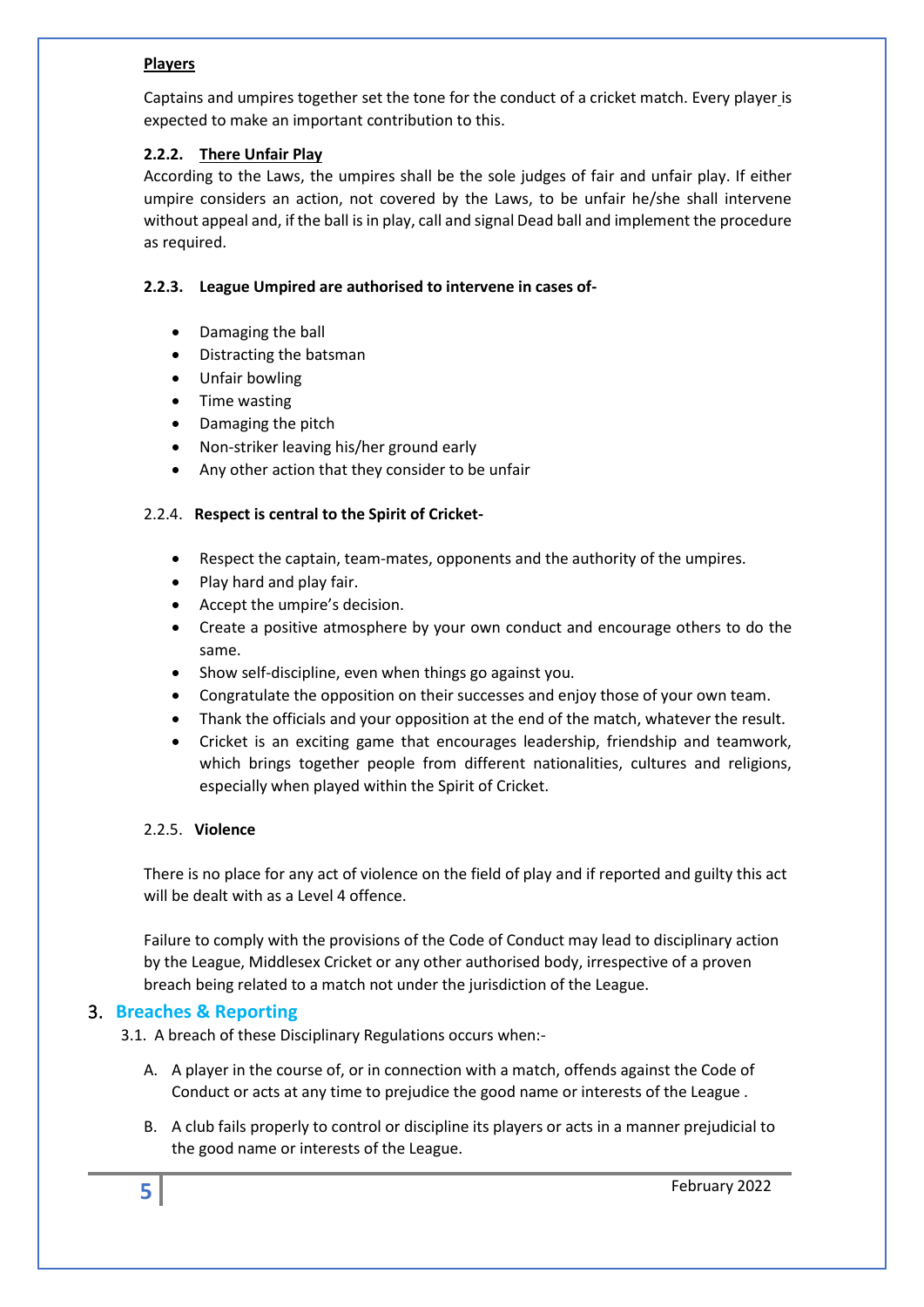**Players**

Captains and umpires together set the tone for the conduct of a cricket match. Every player is expected to make an important contribution to this.

#### 2.2.2. There Unfair Play

According to the Laws, the umpires shall be the sole judges of fair and unfair play. If either umpire considers an action, not covered by the Laws, to be unfair he/she shall intervene without appeal and, if the ball is in play, call and signal Dead ball and implement the procedure as required.

#### 2.2.3. League Umpired are authorised to intervene in cases of-

- Damaging the ball
- Distracting the batsman
- Unfair bowling
- Time wasting
- Damaging the pitch
- Non-striker leaving his/her ground early
- Any other action that they consider to be unfair

#### 2.2.4. Respect is central to the Spirit of Cricket-

- Respect the captain, team-mates, opponents and the authority of the umpires.
- Play hard and play fair.
- Accept the umpire's decision.
- Create a positive atmosphere by your own conduct and encourage others to do the same.
- Show self-discipline, even when things go against you.
- Congratulate the opposition on their successes and enjoy those of your own team.
- Thank the officials and your opposition at the end of the match, whatever the result.
- Cricket is an exciting game that encourages leadership, friendship and teamwork, which brings together people from different nationalities, cultures and religions, especially when played within the Spirit of Cricket.

#### 2.2.5. Violence

There is no place for any act of violence on the field of play and if reported and guilty this act will be dealt with as a Level 4 offence.

Failure to comply with the provisions of the Code of Conduct may lead to disciplinary action by the League, Middlesex Cricket or any other authorised body, irrespective of a proven breach being related to a match not under the jurisdiction of the League.

## 3. Breaches & Reporting

3.1. A breach of these Disciplinary Regulations occurs when:-

A. A player in the course of, or in connection with a match, offends against the Code of Conduct or acts at any time to prejudice the good name or interests of the League .

B. A club fails properly to control or discipline its players or acts in a manner prejudicial to the good name or interests of the League.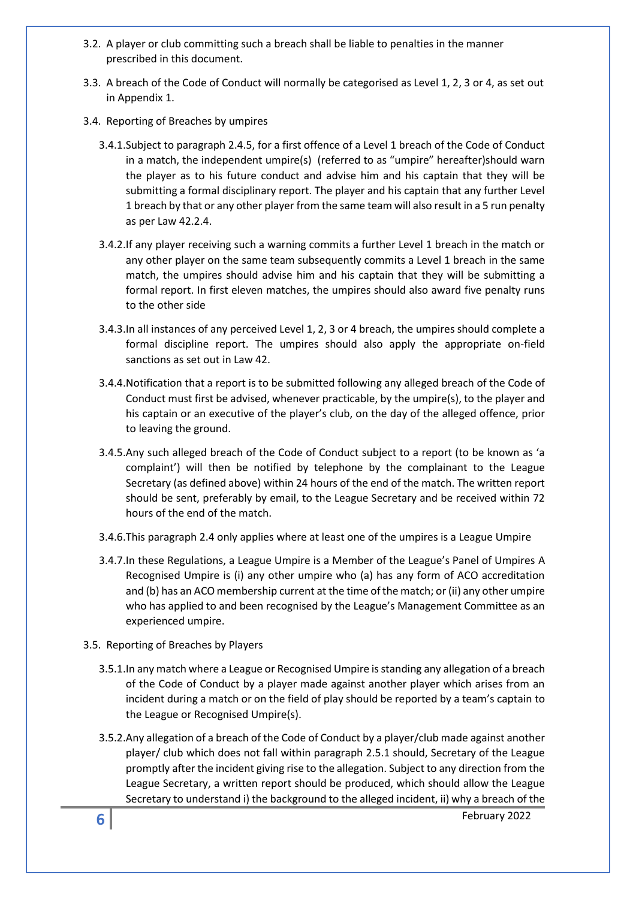3.2. A player or club committing such a breach shall be liable to penalties in the manner prescribed in this document.

3.3. A breach of the Code of Conduct will normally be categorised as Level 1, 2, 3 or 4, as set out in Appendix 1.

3.4. Reporting of Breaches by umpires

3.4.1. Subject to paragraph 2.4.5, for a first offence of a Level 1 breach of the Code of Conduct in a match, the independent umpire(s) (referred to as "umpire" hereafter)should warn the player as to his future conduct and advise him and his captain that they will be submitting a formal disciplinary report. The player and his captain that any further Level 1 breach by that or any other player from the same team will also result in a 5 run penalty as per Law 42.2.4.

3.4.2. If any player receiving such a warning commits a further Level 1 breach in the match or any other player on the same team subsequently commits a Level 1 breach in the same match, the umpires should advise him and his captain that they will be submitting a formal report. In first eleven matches, the umpires should also award five penalty runs to the other side

3.4.3. In all instances of any perceived Level 1, 2, 3 or 4 breach, the umpires should complete a formal discipline report. The umpires should also apply the appropriate on-field sanctions as set out in Law 42.

3.4.4. Notification that a report is to be submitted following any alleged breach of the Code of Conduct must first be advised, whenever practicable, by the umpire(s), to the player and his captain or an executive of the player's club, on the day of the alleged offence, prior to leaving the ground.

3.4.5. Any such alleged breach of the Code of Conduct subject to a report (to be known as 'a complaint') will then be notified by telephone by the complainant to the League Secretary (as defined above) within 24 hours of the end of the match. The written report should be sent, preferably by email, to the League Secretary and be received within 72 hours of the end of the match.

3.4.6. This paragraph 2.4 only applies where at least one of the umpires is a League Umpire

3.4.7. In these Regulations, a League Umpire is a Member of the League's Panel of Umpires A Recognised Umpire is (i) any other umpire who (a) has any form of ACO accreditation and (b) has an ACO membership current at the time of the match; or (ii) any other umpire who has applied to and been recognised by the League's Management Committee as an experienced umpire.

3.5. Reporting of Breaches by Players

3.5.1. In any match where a League or Recognised Umpire is standing any allegation of a breach of the Code of Conduct by a player made against another player which arises from an incident during a match or on the field of play should be reported by a team's captain to the League or Recognised Umpire(s).

3.5.2. Any allegation of a breach of the Code of Conduct by a player/club made against another player/ club which does not fall within paragraph 2.5.1 should, Secretary of the League promptly after the incident giving rise to the allegation. Subject to any direction from the League Secretary, a written report should be produced, which should allow the League Secretary to understand i) the background to the alleged incident, ii) why a breach of the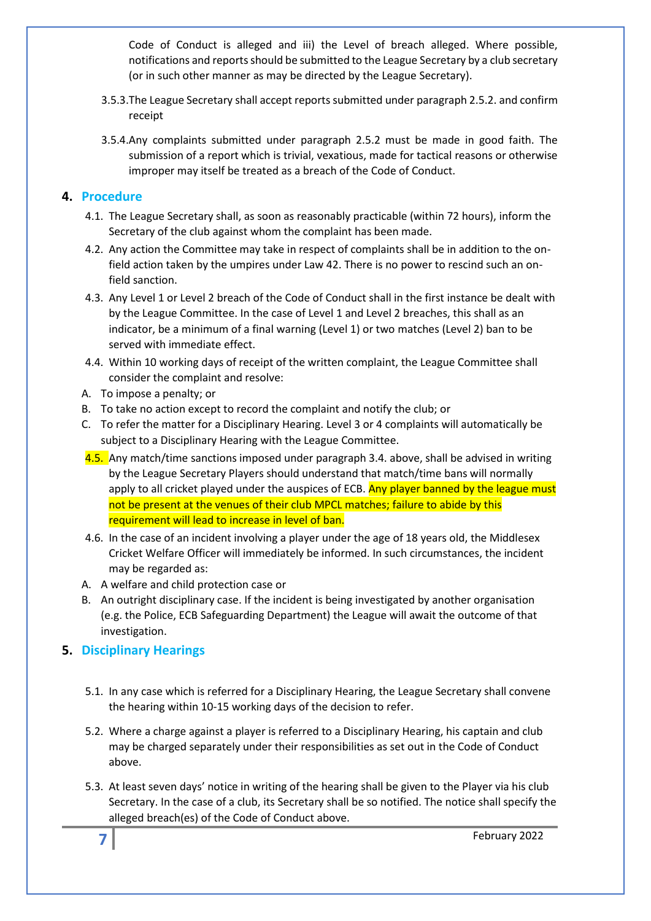Code of Conduct is alleged and iii) the Level of breach alleged. Where possible, notifications and reports should be submitted to the League Secretary by a club secretary (or in such other manner as may be directed by the League Secretary).

3.5.3. The League Secretary shall accept reports submitted under paragraph 2.5.2. and confirm receipt

3.5.4. Any complaints submitted under paragraph 2.5.2 must be made in good faith. The submission of a report which is trivial, vexatious, made for tactical reasons or otherwise improper may itself be treated as a breach of the Code of Conduct.

## 4. Procedure

4.1. The League Secretary shall, as soon as reasonably practicable (within 72 hours), inform the Secretary of the club against whom the complaint has been made.

4.2. Any action the Committee may take in respect of complaints shall be in addition to the on-field action taken by the umpires under Law 42. There is no power to rescind such an on-field sanction.

4.3. Any Level 1 or Level 2 breach of the Code of Conduct shall in the first instance be dealt with by the League Committee. In the case of Level 1 and Level 2 breaches, this shall as an indicator, be a minimum of a final warning (Level 1) or two matches (Level 2) ban to be served with immediate effect.

4.4. Within 10 working days of receipt of the written complaint, the League Committee shall consider the complaint and resolve:

A. To impose a penalty; or

B. To take no action except to record the complaint and notify the club; or

C. To refer the matter for a Disciplinary Hearing. Level 3 or 4 complaints will automatically be subject to a Disciplinary Hearing with the League Committee.

4.5. Any match/time sanctions imposed under paragraph 3.4. above, shall be advised in writing by the League Secretary Players should understand that match/time bans will normally apply to all cricket played under the auspices of ECB. Any player banned by the league must not be present at the venues of their club MPCL matches; failure to abide by this requirement will lead to increase in level of ban.

4.6. In the case of an incident involving a player under the age of 18 years old, the Middlesex Cricket Welfare Officer will immediately be informed. In such circumstances, the incident may be regarded as:

A. A welfare and child protection case or

B. An outright disciplinary case. If the incident is being investigated by another organisation (e.g. the Police, ECB Safeguarding Department) the League will await the outcome of that investigation.

## 5. Disciplinary Hearings

5.1. In any case which is referred for a Disciplinary Hearing, the League Secretary shall convene the hearing within 10-15 working days of the decision to refer.

5.2. Where a charge against a player is referred to a Disciplinary Hearing, his captain and club may be charged separately under their responsibilities as set out in the Code of Conduct above.

5.3. At least seven days' notice in writing of the hearing shall be given to the Player via his club Secretary. In the case of a club, its Secretary shall be so notified. The notice shall specify the alleged breach(es) of the Code of Conduct above.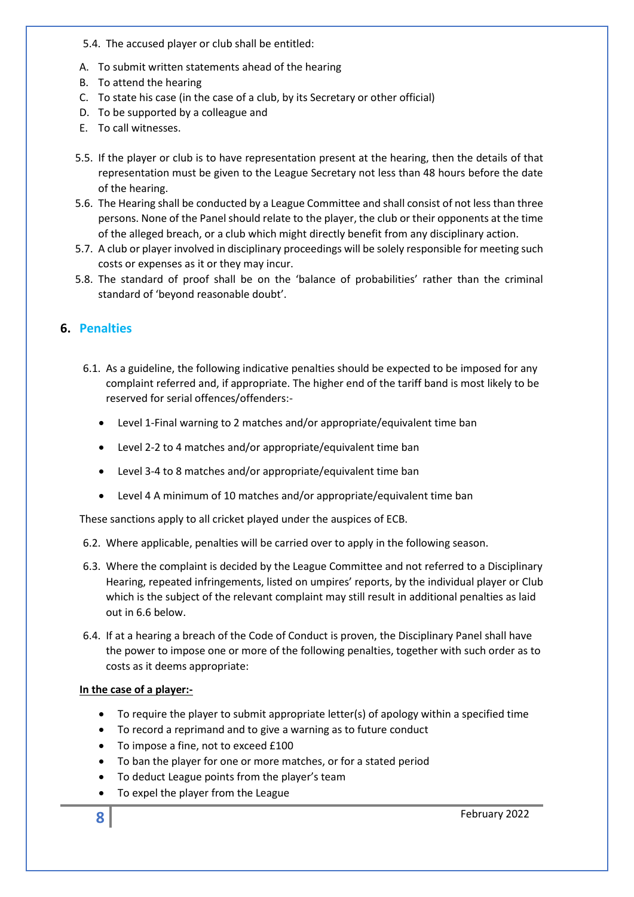5.4. The accused player or club shall be entitled:

A. To submit written statements ahead of the hearing
B. To attend the hearing
C. To state his case (in the case of a club, by its Secretary or other official)
D. To be supported by a colleague and
E. To call witnesses.

5.5. If the player or club is to have representation present at the hearing, then the details of that representation must be given to the League Secretary not less than 48 hours before the date of the hearing.

5.6. The Hearing shall be conducted by a League Committee and shall consist of not less than three persons. None of the Panel should relate to the player, the club or their opponents at the time of the alleged breach, or a club which might directly benefit from any disciplinary action.

5.7. A club or player involved in disciplinary proceedings will be solely responsible for meeting such costs or expenses as it or they may incur.

5.8. The standard of proof shall be on the 'balance of probabilities' rather than the criminal standard of 'beyond reasonable doubt'.

## 6. Penalties

6.1. As a guideline, the following indicative penalties should be expected to be imposed for any complaint referred and, if appropriate. The higher end of the tariff band is most likely to be reserved for serial offences/offenders:-

- Level 1-Final warning to 2 matches and/or appropriate/equivalent time ban
- Level 2-2 to 4 matches and/or appropriate/equivalent time ban
- Level 3-4 to 8 matches and/or appropriate/equivalent time ban
- Level 4 A minimum of 10 matches and/or appropriate/equivalent time ban

These sanctions apply to all cricket played under the auspices of ECB.

6.2. Where applicable, penalties will be carried over to apply in the following season.

6.3. Where the complaint is decided by the League Committee and not referred to a Disciplinary Hearing, repeated infringements, listed on umpires' reports, by the individual player or Club which is the subject of the relevant complaint may still result in additional penalties as laid out in 6.6 below.

6.4. If at a hearing a breach of the Code of Conduct is proven, the Disciplinary Panel shall have the power to impose one or more of the following penalties, together with such order as to costs as it deems appropriate:

**<u>In the case of a player:-</u>**

- To require the player to submit appropriate letter(s) of apology within a specified time
- To record a reprimand and to give a warning as to future conduct
- To impose a fine, not to exceed £100
- To ban the player for one or more matches, or for a stated period
- To deduct League points from the player's team
- To expel the player from the League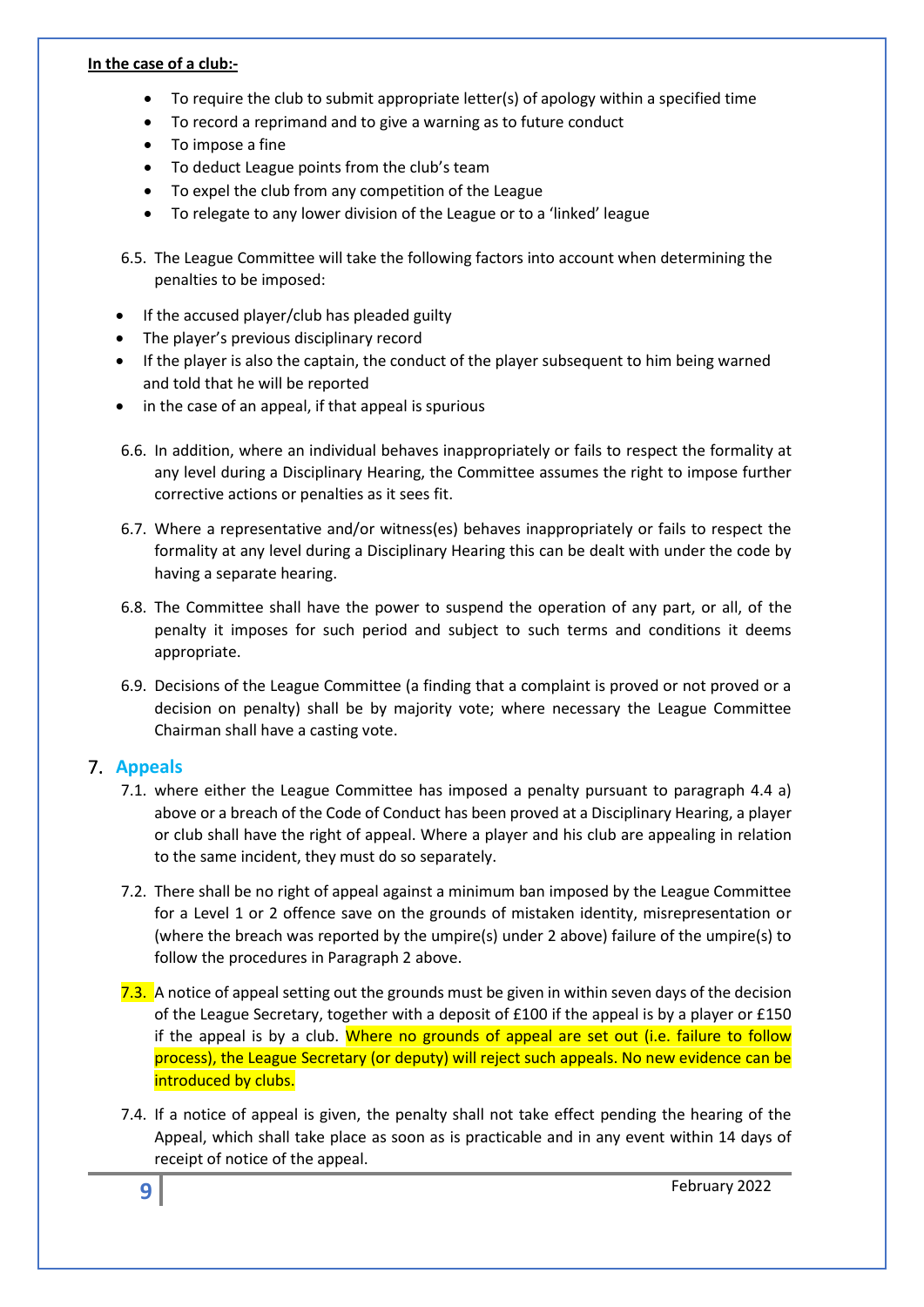**In the case of a club:-**

- To require the club to submit appropriate letter(s) of apology within a specified time
- To record a reprimand and to give a warning as to future conduct
- To impose a fine
- To deduct League points from the club's team
- To expel the club from any competition of the League
- To relegate to any lower division of the League or to a 'linked' league

6.5. The League Committee will take the following factors into account when determining the penalties to be imposed:

- If the accused player/club has pleaded guilty
- The player's previous disciplinary record
- If the player is also the captain, the conduct of the player subsequent to him being warned and told that he will be reported
- in the case of an appeal, if that appeal is spurious

6.6. In addition, where an individual behaves inappropriately or fails to respect the formality at any level during a Disciplinary Hearing, the Committee assumes the right to impose further corrective actions or penalties as it sees fit.

6.7. Where a representative and/or witness(es) behaves inappropriately or fails to respect the formality at any level during a Disciplinary Hearing this can be dealt with under the code by having a separate hearing.

6.8. The Committee shall have the power to suspend the operation of any part, or all, of the penalty it imposes for such period and subject to such terms and conditions it deems appropriate.

6.9. Decisions of the League Committee (a finding that a complaint is proved or not proved or a decision on penalty) shall be by majority vote; where necessary the League Committee Chairman shall have a casting vote.

## 7. Appeals

7.1. where either the League Committee has imposed a penalty pursuant to paragraph 4.4 a) above or a breach of the Code of Conduct has been proved at a Disciplinary Hearing, a player or club shall have the right of appeal. Where a player and his club are appealing in relation to the same incident, they must do so separately.

7.2. There shall be no right of appeal against a minimum ban imposed by the League Committee for a Level 1 or 2 offence save on the grounds of mistaken identity, misrepresentation or (where the breach was reported by the umpire(s) under 2 above) failure of the umpire(s) to follow the procedures in Paragraph 2 above.

7.3. A notice of appeal setting out the grounds must be given in within seven days of the decision of the League Secretary, together with a deposit of £100 if the appeal is by a player or £150 if the appeal is by a club. Where no grounds of appeal are set out (i.e. failure to follow process), the League Secretary (or deputy) will reject such appeals. No new evidence can be introduced by clubs.

7.4. If a notice of appeal is given, the penalty shall not take effect pending the hearing of the Appeal, which shall take place as soon as is practicable and in any event within 14 days of receipt of notice of the appeal.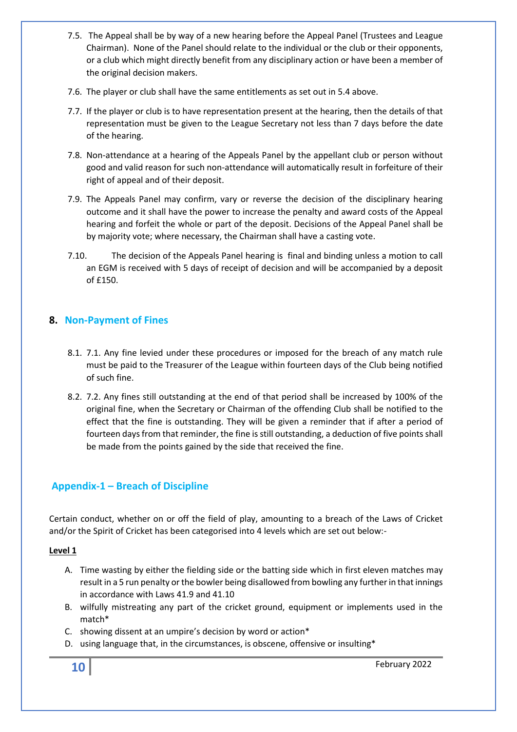7.5. The Appeal shall be by way of a new hearing before the Appeal Panel (Trustees and League Chairman). None of the Panel should relate to the individual or the club or their opponents, or a club which might directly benefit from any disciplinary action or have been a member of the original decision makers.

7.6. The player or club shall have the same entitlements as set out in 5.4 above.

7.7. If the player or club is to have representation present at the hearing, then the details of that representation must be given to the League Secretary not less than 7 days before the date of the hearing.

7.8. Non-attendance at a hearing of the Appeals Panel by the appellant club or person without good and valid reason for such non-attendance will automatically result in forfeiture of their right of appeal and of their deposit.

7.9. The Appeals Panel may confirm, vary or reverse the decision of the disciplinary hearing outcome and it shall have the power to increase the penalty and award costs of the Appeal hearing and forfeit the whole or part of the deposit. Decisions of the Appeal Panel shall be by majority vote; where necessary, the Chairman shall have a casting vote.

7.10. The decision of the Appeals Panel hearing is final and binding unless a motion to call an EGM is received with 5 days of receipt of decision and will be accompanied by a deposit of £150.

## 8. Non-Payment of Fines

8.1. 7.1. Any fine levied under these procedures or imposed for the breach of any match rule must be paid to the Treasurer of the League within fourteen days of the Club being notified of such fine.

8.2. 7.2. Any fines still outstanding at the end of that period shall be increased by 100% of the original fine, when the Secretary or Chairman of the offending Club shall be notified to the effect that the fine is outstanding. They will be given a reminder that if after a period of fourteen days from that reminder, the fine is still outstanding, a deduction of five points shall be made from the points gained by the side that received the fine.

## Appendix-1 – Breach of Discipline

Certain conduct, whether on or off the field of play, amounting to a breach of the Laws of Cricket and/or the Spirit of Cricket has been categorised into 4 levels which are set out below:-

**Level 1**

A. Time wasting by either the fielding side or the batting side which in first eleven matches may result in a 5 run penalty or the bowler being disallowed from bowling any further in that innings in accordance with Laws 41.9 and 41.10
B. wilfully mistreating any part of the cricket ground, equipment or implements used in the match*
C. showing dissent at an umpire's decision by word or action*
D. using language that, in the circumstances, is obscene, offensive or insulting*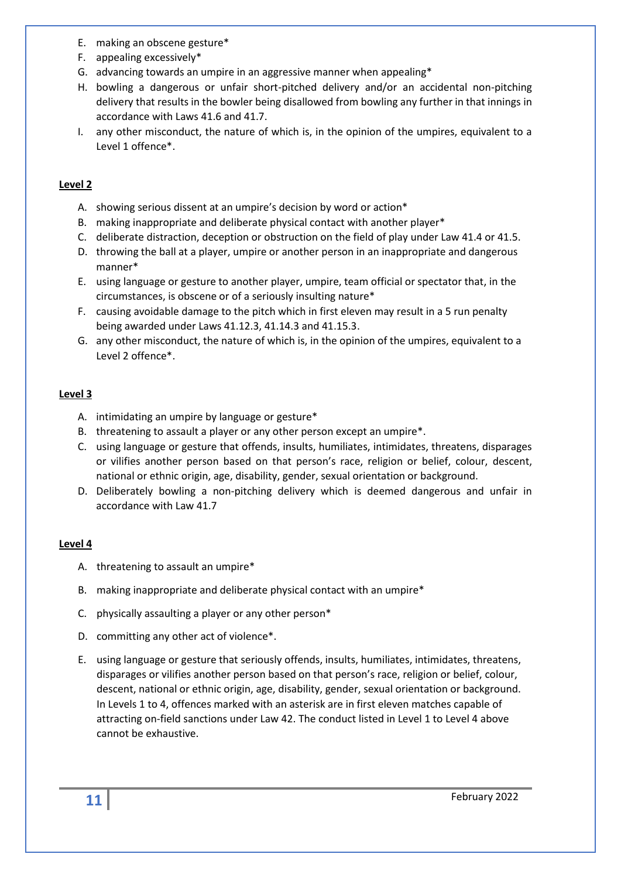E. making an obscene gesture*
F. appealing excessively*
G. advancing towards an umpire in an aggressive manner when appealing*
H. bowling a dangerous or unfair short-pitched delivery and/or an accidental non-pitching delivery that results in the bowler being disallowed from bowling any further in that innings in accordance with Laws 41.6 and 41.7.
I. any other misconduct, the nature of which is, in the opinion of the umpires, equivalent to a Level 1 offence*.

**Level 2**

A. showing serious dissent at an umpire's decision by word or action*
B. making inappropriate and deliberate physical contact with another player*
C. deliberate distraction, deception or obstruction on the field of play under Law 41.4 or 41.5.
D. throwing the ball at a player, umpire or another person in an inappropriate and dangerous manner*
E. using language or gesture to another player, umpire, team official or spectator that, in the circumstances, is obscene or of a seriously insulting nature*
F. causing avoidable damage to the pitch which in first eleven may result in a 5 run penalty being awarded under Laws 41.12.3, 41.14.3 and 41.15.3.
G. any other misconduct, the nature of which is, in the opinion of the umpires, equivalent to a Level 2 offence*.

**Level 3**

A. intimidating an umpire by language or gesture*
B. threatening to assault a player or any other person except an umpire*.
C. using language or gesture that offends, insults, humiliates, intimidates, threatens, disparages or vilifies another person based on that person's race, religion or belief, colour, descent, national or ethnic origin, age, disability, gender, sexual orientation or background.
D. Deliberately bowling a non-pitching delivery which is deemed dangerous and unfair in accordance with Law 41.7

**Level 4**

A. threatening to assault an umpire*
B. making inappropriate and deliberate physical contact with an umpire*
C. physically assaulting a player or any other person*
D. committing any other act of violence*.
E. using language or gesture that seriously offends, insults, humiliates, intimidates, threatens, disparages or vilifies another person based on that person's race, religion or belief, colour, descent, national or ethnic origin, age, disability, gender, sexual orientation or background. In Levels 1 to 4, offences marked with an asterisk are in first eleven matches capable of attracting on-field sanctions under Law 42. The conduct listed in Level 1 to Level 4 above cannot be exhaustive.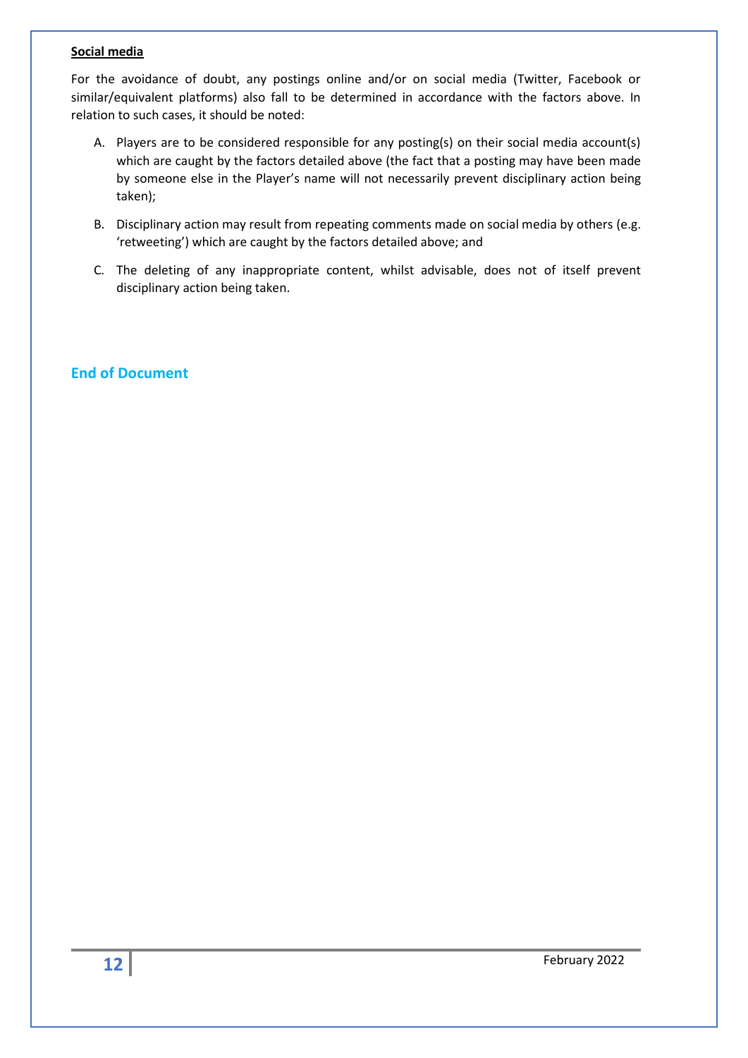**Social media**

For the avoidance of doubt, any postings online and/or on social media (Twitter, Facebook or similar/equivalent platforms) also fall to be determined in accordance with the factors above. In relation to such cases, it should be noted:

A. Players are to be considered responsible for any posting(s) on their social media account(s) which are caught by the factors detailed above (the fact that a posting may have been made by someone else in the Player's name will not necessarily prevent disciplinary action being taken);

B. Disciplinary action may result from repeating comments made on social media by others (e.g. 'retweeting') which are caught by the factors detailed above; and

C. The deleting of any inappropriate content, whilst advisable, does not of itself prevent disciplinary action being taken.

## End of Document